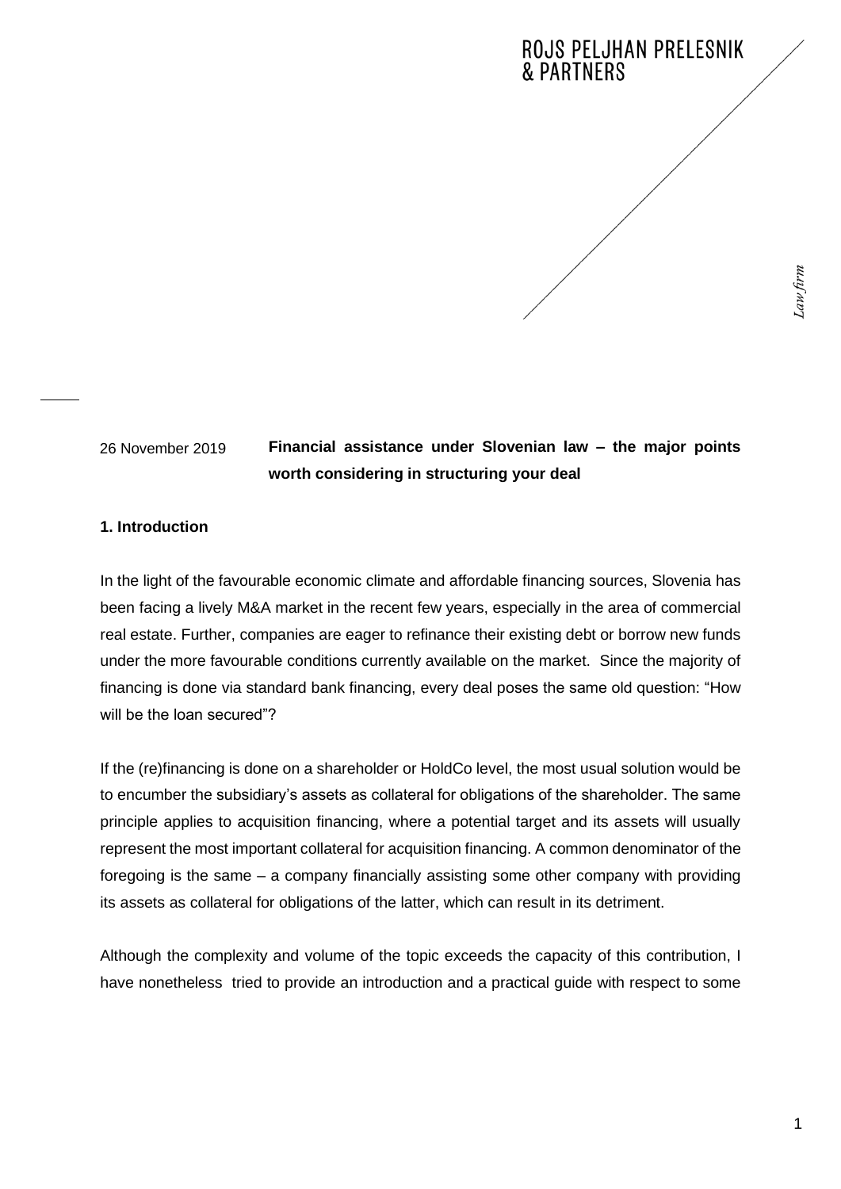ROJS PELJHAN PRELESNIK & PARTNERS

*Law firm*

26 November 2019

# Financial assistance under Slovenian law – the major points worth considering in structuring your deal

## 1. Introduction

In the light of the favourable economic climate and affordable financing sources, Slovenia has been facing a lively M&A market in the recent few years, especially in the area of commercial real estate. Further, companies are eager to refinance their existing debt or borrow new funds under the more favourable conditions currently available on the market. Since the majority of financing is done via standard bank financing, every deal poses the same old question: "How will be the loan secured"?

If the (re)financing is done on a shareholder or HoldCo level, the most usual solution would be to encumber the subsidiary's assets as collateral for obligations of the shareholder. The same principle applies to acquisition financing, where a potential target and its assets will usually represent the most important collateral for acquisition financing. A common denominator of the foregoing is the same – a company financially assisting some other company with providing its assets as collateral for obligations of the latter, which can result in its detriment.

Although the complexity and volume of the topic exceeds the capacity of this contribution, I have nonetheless tried to provide an introduction and a practical guide with respect to some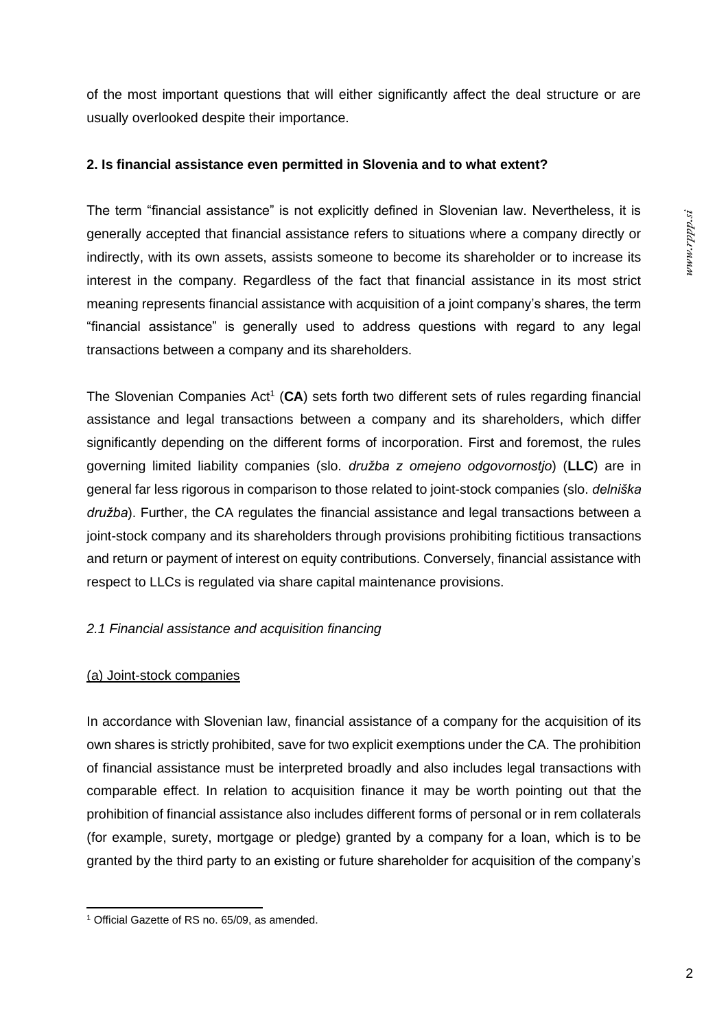of the most important questions that will either significantly affect the deal structure or are usually overlooked despite their importance.

## 2. Is financial assistance even permitted in Slovenia and to what extent?

The term "financial assistance" is not explicitly defined in Slovenian law. Nevertheless, it is generally accepted that financial assistance refers to situations where a company directly or indirectly, with its own assets, assists someone to become its shareholder or to increase its interest in the company. Regardless of the fact that financial assistance in its most strict meaning represents financial assistance with acquisition of a joint company's shares, the term "financial assistance" is generally used to address questions with regard to any legal transactions between a company and its shareholders.

The Slovenian Companies Act[1] (**CA**) sets forth two different sets of rules regarding financial assistance and legal transactions between a company and its shareholders, which differ significantly depending on the different forms of incorporation. First and foremost, the rules governing limited liability companies (slo. *družba z omejeno odgovornostjo*) (**LLC**) are in general far less rigorous in comparison to those related to joint-stock companies (slo. *delniška družba*). Further, the CA regulates the financial assistance and legal transactions between a joint-stock company and its shareholders through provisions prohibiting fictitious transactions and return or payment of interest on equity contributions. Conversely, financial assistance with respect to LLCs is regulated via share capital maintenance provisions.

### *2.1 Financial assistance and acquisition financing*

#### (a) Joint-stock companies

In accordance with Slovenian law, financial assistance of a company for the acquisition of its own shares is strictly prohibited, save for two explicit exemptions under the CA. The prohibition of financial assistance must be interpreted broadly and also includes legal transactions with comparable effect. In relation to acquisition finance it may be worth pointing out that the prohibition of financial assistance also includes different forms of personal or in rem collaterals (for example, surety, mortgage or pledge) granted by a company for a loan, which is to be granted by the third party to an existing or future shareholder for acquisition of the company's

[1] Official Gazette of RS no. 65/09, as amended.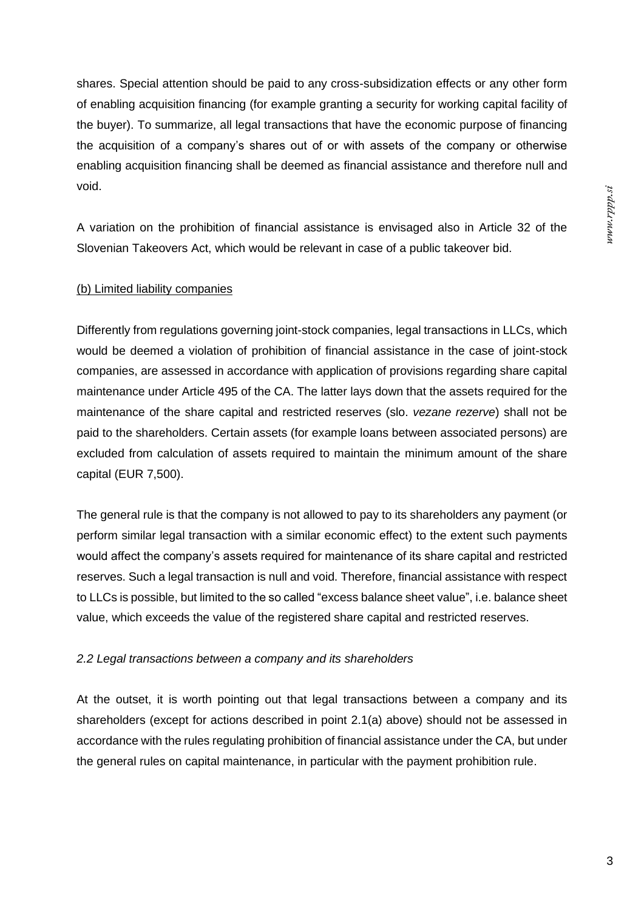shares. Special attention should be paid to any cross-subsidization effects or any other form of enabling acquisition financing (for example granting a security for working capital facility of the buyer). To summarize, all legal transactions that have the economic purpose of financing the acquisition of a company's shares out of or with assets of the company or otherwise enabling acquisition financing shall be deemed as financial assistance and therefore null and void.

A variation on the prohibition of financial assistance is envisaged also in Article 32 of the Slovenian Takeovers Act, which would be relevant in case of a public takeover bid.

(b) Limited liability companies

Differently from regulations governing joint-stock companies, legal transactions in LLCs, which would be deemed a violation of prohibition of financial assistance in the case of joint-stock companies, are assessed in accordance with application of provisions regarding share capital maintenance under Article 495 of the CA. The latter lays down that the assets required for the maintenance of the share capital and restricted reserves (slo. *vezane rezerve*) shall not be paid to the shareholders. Certain assets (for example loans between associated persons) are excluded from calculation of assets required to maintain the minimum amount of the share capital (EUR 7,500).

The general rule is that the company is not allowed to pay to its shareholders any payment (or perform similar legal transaction with a similar economic effect) to the extent such payments would affect the company's assets required for maintenance of its share capital and restricted reserves. Such a legal transaction is null and void. Therefore, financial assistance with respect to LLCs is possible, but limited to the so called "excess balance sheet value", i.e. balance sheet value, which exceeds the value of the registered share capital and restricted reserves.

### *2.2 Legal transactions between a company and its shareholders*

At the outset, it is worth pointing out that legal transactions between a company and its shareholders (except for actions described in point 2.1(a) above) should not be assessed in accordance with the rules regulating prohibition of financial assistance under the CA, but under the general rules on capital maintenance, in particular with the payment prohibition rule.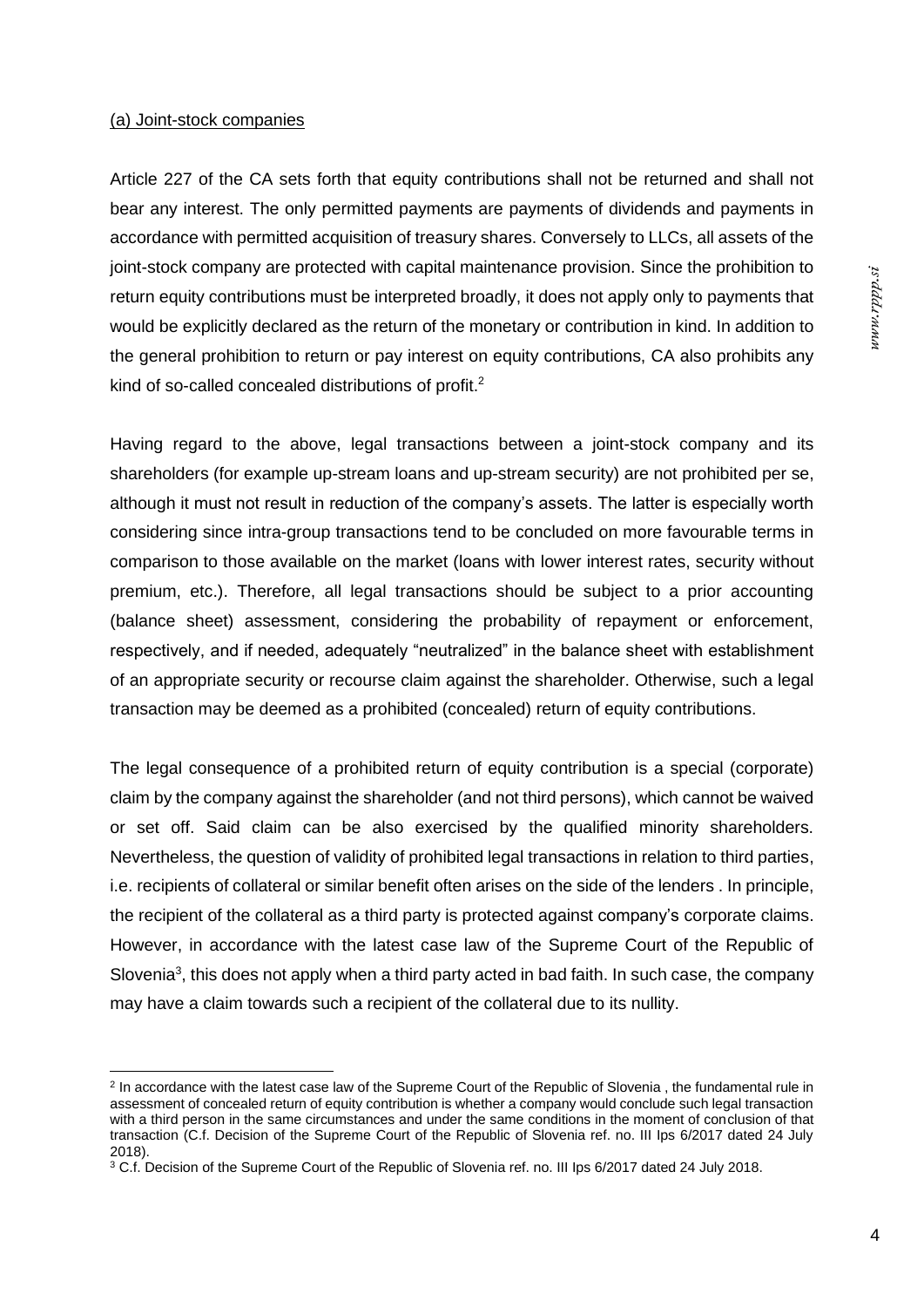(a) Joint-stock companies

Article 227 of the CA sets forth that equity contributions shall not be returned and shall not bear any interest. The only permitted payments are payments of dividends and payments in accordance with permitted acquisition of treasury shares. Conversely to LLCs, all assets of the joint-stock company are protected with capital maintenance provision. Since the prohibition to return equity contributions must be interpreted broadly, it does not apply only to payments that would be explicitly declared as the return of the monetary or contribution in kind. In addition to the general prohibition to return or pay interest on equity contributions, CA also prohibits any kind of so-called concealed distributions of profit.[2]

Having regard to the above, legal transactions between a joint-stock company and its shareholders (for example up-stream loans and up-stream security) are not prohibited per se, although it must not result in reduction of the company's assets. The latter is especially worth considering since intra-group transactions tend to be concluded on more favourable terms in comparison to those available on the market (loans with lower interest rates, security without premium, etc.). Therefore, all legal transactions should be subject to a prior accounting (balance sheet) assessment, considering the probability of repayment or enforcement, respectively, and if needed, adequately "neutralized" in the balance sheet with establishment of an appropriate security or recourse claim against the shareholder. Otherwise, such a legal transaction may be deemed as a prohibited (concealed) return of equity contributions.

The legal consequence of a prohibited return of equity contribution is a special (corporate) claim by the company against the shareholder (and not third persons), which cannot be waived or set off. Said claim can be also exercised by the qualified minority shareholders. Nevertheless, the question of validity of prohibited legal transactions in relation to third parties, i.e. recipients of collateral or similar benefit often arises on the side of the lenders . In principle, the recipient of the collateral as a third party is protected against company's corporate claims. However, in accordance with the latest case law of the Supreme Court of the Republic of Slovenia[3], this does not apply when a third party acted in bad faith. In such case, the company may have a claim towards such a recipient of the collateral due to its nullity.

---

[2] In accordance with the latest case law of the Supreme Court of the Republic of Slovenia , the fundamental rule in assessment of concealed return of equity contribution is whether a company would conclude such legal transaction with a third person in the same circumstances and under the same conditions in the moment of conclusion of that transaction (C.f. Decision of the Supreme Court of the Republic of Slovenia ref. no. III Ips 6/2017 dated 24 July 2018).

[3] C.f. Decision of the Supreme Court of the Republic of Slovenia ref. no. III Ips 6/2017 dated 24 July 2018.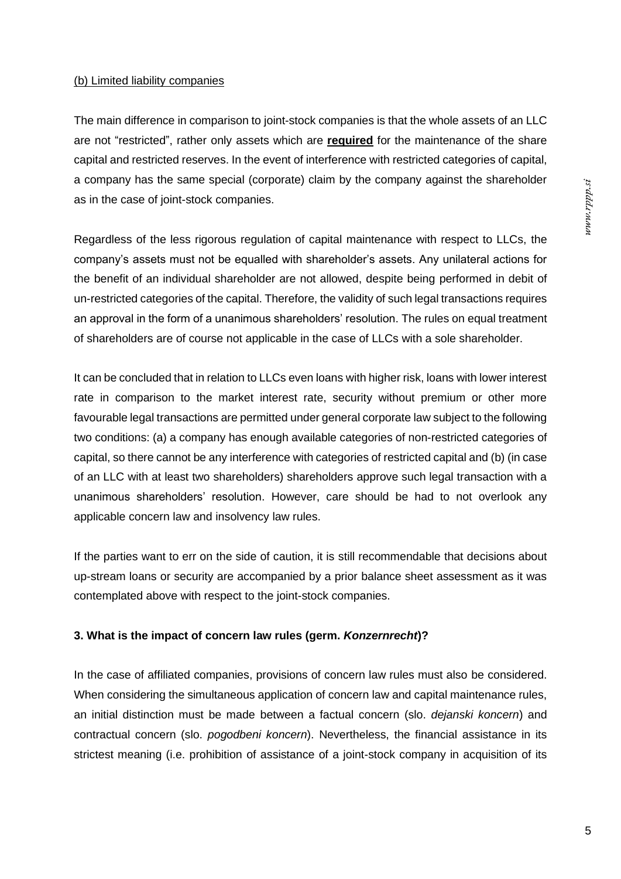(b) Limited liability companies

The main difference in comparison to joint-stock companies is that the whole assets of an LLC are not "restricted", rather only assets which are **required** for the maintenance of the share capital and restricted reserves. In the event of interference with restricted categories of capital, a company has the same special (corporate) claim by the company against the shareholder as in the case of joint-stock companies.

Regardless of the less rigorous regulation of capital maintenance with respect to LLCs, the company's assets must not be equalled with shareholder's assets. Any unilateral actions for the benefit of an individual shareholder are not allowed, despite being performed in debit of un-restricted categories of the capital. Therefore, the validity of such legal transactions requires an approval in the form of a unanimous shareholders' resolution. The rules on equal treatment of shareholders are of course not applicable in the case of LLCs with a sole shareholder.

It can be concluded that in relation to LLCs even loans with higher risk, loans with lower interest rate in comparison to the market interest rate, security without premium or other more favourable legal transactions are permitted under general corporate law subject to the following two conditions: (a) a company has enough available categories of non-restricted categories of capital, so there cannot be any interference with categories of restricted capital and (b) (in case of an LLC with at least two shareholders) shareholders approve such legal transaction with a unanimous shareholders' resolution. However, care should be had to not overlook any applicable concern law and insolvency law rules.

If the parties want to err on the side of caution, it is still recommendable that decisions about up-stream loans or security are accompanied by a prior balance sheet assessment as it was contemplated above with respect to the joint-stock companies.

### 3. What is the impact of concern law rules (germ. *Konzernrecht*)?

In the case of affiliated companies, provisions of concern law rules must also be considered. When considering the simultaneous application of concern law and capital maintenance rules, an initial distinction must be made between a factual concern (slo. *dejanski koncern*) and contractual concern (slo. *pogodbeni koncern*). Nevertheless, the financial assistance in its strictest meaning (i.e. prohibition of assistance of a joint-stock company in acquisition of its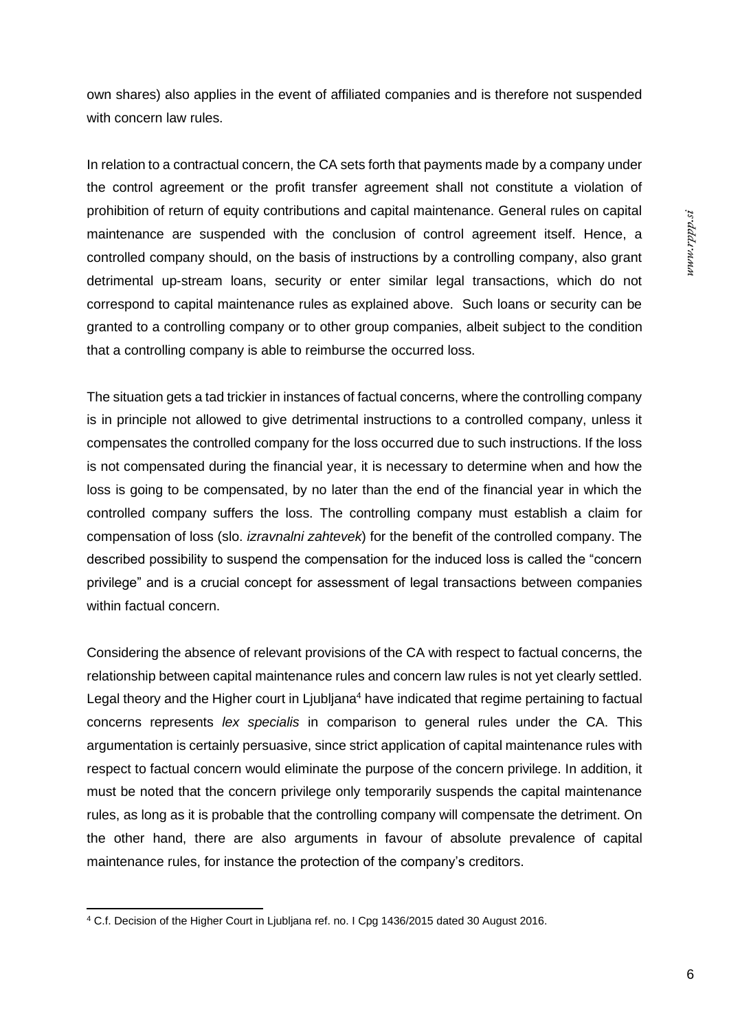own shares) also applies in the event of affiliated companies and is therefore not suspended with concern law rules.

In relation to a contractual concern, the CA sets forth that payments made by a company under the control agreement or the profit transfer agreement shall not constitute a violation of prohibition of return of equity contributions and capital maintenance. General rules on capital maintenance are suspended with the conclusion of control agreement itself. Hence, a controlled company should, on the basis of instructions by a controlling company, also grant detrimental up-stream loans, security or enter similar legal transactions, which do not correspond to capital maintenance rules as explained above. Such loans or security can be granted to a controlling company or to other group companies, albeit subject to the condition that a controlling company is able to reimburse the occurred loss.

The situation gets a tad trickier in instances of factual concerns, where the controlling company is in principle not allowed to give detrimental instructions to a controlled company, unless it compensates the controlled company for the loss occurred due to such instructions. If the loss is not compensated during the financial year, it is necessary to determine when and how the loss is going to be compensated, by no later than the end of the financial year in which the controlled company suffers the loss. The controlling company must establish a claim for compensation of loss (slo. *izravnalni zahtevek*) for the benefit of the controlled company. The described possibility to suspend the compensation for the induced loss is called the "concern privilege" and is a crucial concept for assessment of legal transactions between companies within factual concern.

Considering the absence of relevant provisions of the CA with respect to factual concerns, the relationship between capital maintenance rules and concern law rules is not yet clearly settled. Legal theory and the Higher court in Ljubljana[4] have indicated that regime pertaining to factual concerns represents *lex specialis* in comparison to general rules under the CA. This argumentation is certainly persuasive, since strict application of capital maintenance rules with respect to factual concern would eliminate the purpose of the concern privilege. In addition, it must be noted that the concern privilege only temporarily suspends the capital maintenance rules, as long as it is probable that the controlling company will compensate the detriment. On the other hand, there are also arguments in favour of absolute prevalence of capital maintenance rules, for instance the protection of the company's creditors.

---

[4] C.f. Decision of the Higher Court in Ljubljana ref. no. I Cpg 1436/2015 dated 30 August 2016.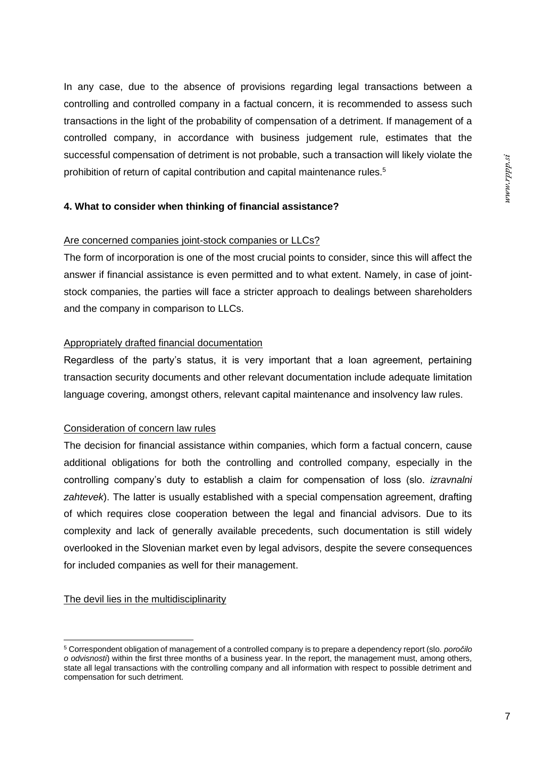In any case, due to the absence of provisions regarding legal transactions between a controlling and controlled company in a factual concern, it is recommended to assess such transactions in the light of the probability of compensation of a detriment. If management of a controlled company, in accordance with business judgement rule, estimates that the successful compensation of detriment is not probable, such a transaction will likely violate the prohibition of return of capital contribution and capital maintenance rules.[5]

## 4. What to consider when thinking of financial assistance?

Are concerned companies joint-stock companies or LLCs?

The form of incorporation is one of the most crucial points to consider, since this will affect the answer if financial assistance is even permitted and to what extent. Namely, in case of joint-stock companies, the parties will face a stricter approach to dealings between shareholders and the company in comparison to LLCs.

Appropriately drafted financial documentation

Regardless of the party's status, it is very important that a loan agreement, pertaining transaction security documents and other relevant documentation include adequate limitation language covering, amongst others, relevant capital maintenance and insolvency law rules.

Consideration of concern law rules

The decision for financial assistance within companies, which form a factual concern, cause additional obligations for both the controlling and controlled company, especially in the controlling company's duty to establish a claim for compensation of loss (slo. *izravnalni zahtevek*). The latter is usually established with a special compensation agreement, drafting of which requires close cooperation between the legal and financial advisors. Due to its complexity and lack of generally available precedents, such documentation is still widely overlooked in the Slovenian market even by legal advisors, despite the severe consequences for included companies as well for their management.

The devil lies in the multidisciplinarity

---

[5] Correspondent obligation of management of a controlled company is to prepare a dependency report (slo. *poročilo o odvisnosti*) within the first three months of a business year. In the report, the management must, among others, state all legal transactions with the controlling company and all information with respect to possible detriment and compensation for such detriment.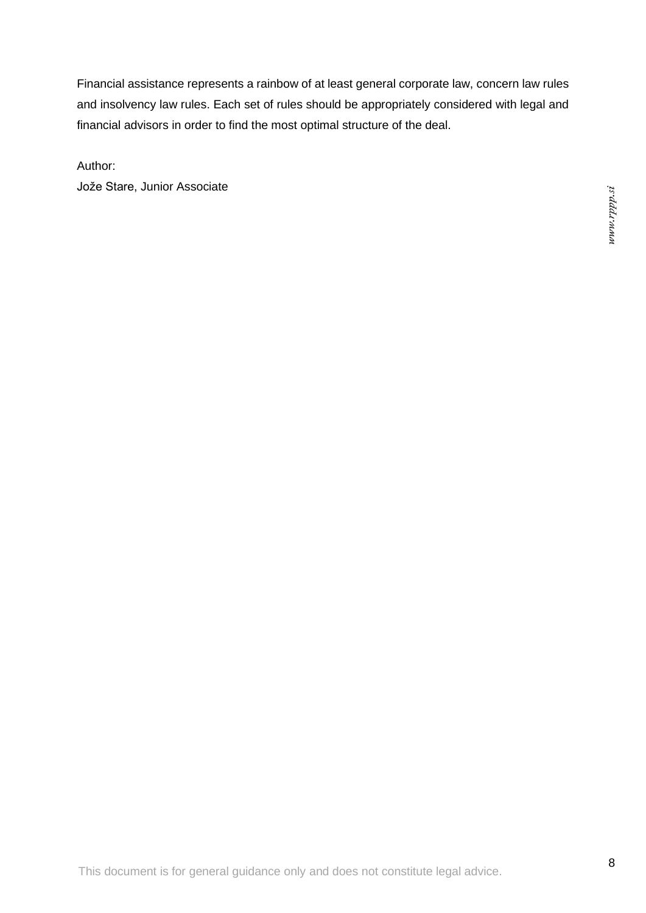Financial assistance represents a rainbow of at least general corporate law, concern law rules and insolvency law rules. Each set of rules should be appropriately considered with legal and financial advisors in order to find the most optimal structure of the deal.

Author:
Jože Stare, Junior Associate